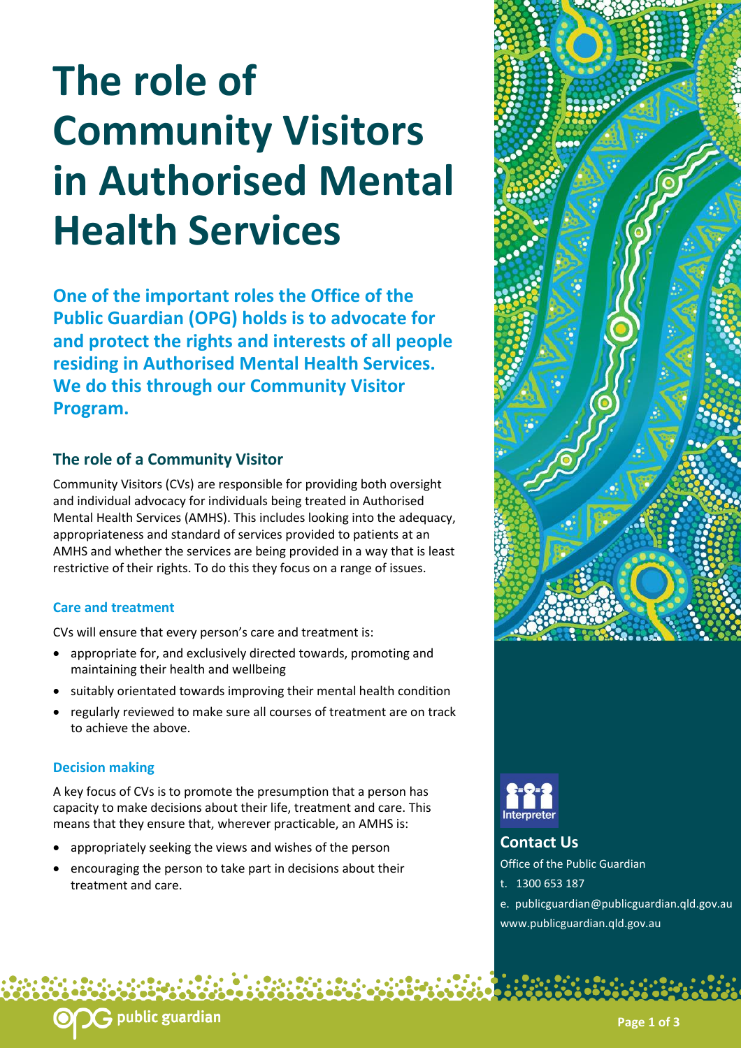# The role of Community Visitors in Authorised Mental Health Services

**One of the important roles the Office of the Public Guardian (OPG) holds is to advocate for and protect the rights and interests of all people residing in Authorised Mental Health Services. We do this through our Community Visitor Program.**

## The role of a Community Visitor

Community Visitors (CVs) are responsible for providing both oversight and individual advocacy for individuals being treated in Authorised Mental Health Services (AMHS). This includes looking into the adequacy, appropriateness and standard of services provided to patients at an AMHS and whether the services are being provided in a way that is least restrictive of their rights. To do this they focus on a range of issues.

### Care and treatment

CVs will ensure that every person's care and treatment is:

- appropriate for, and exclusively directed towards, promoting and maintaining their health and wellbeing
- suitably orientated towards improving their mental health condition
- regularly reviewed to make sure all courses of treatment are on track to achieve the above.

### Decision making

A key focus of CVs is to promote the presumption that a person has capacity to make decisions about their life, treatment and care. This means that they ensure that, wherever practicable, an AMHS is:

- appropriately seeking the views and wishes of the person
- encouraging the person to take part in decisions about their treatment and care.

Interpreter

## Contact Us

Office of the Public Guardian

t. 1300 653 187

e. publicguardian@publicguardian.qld.gov.au

www.publicguardian.qld.gov.au

public guardian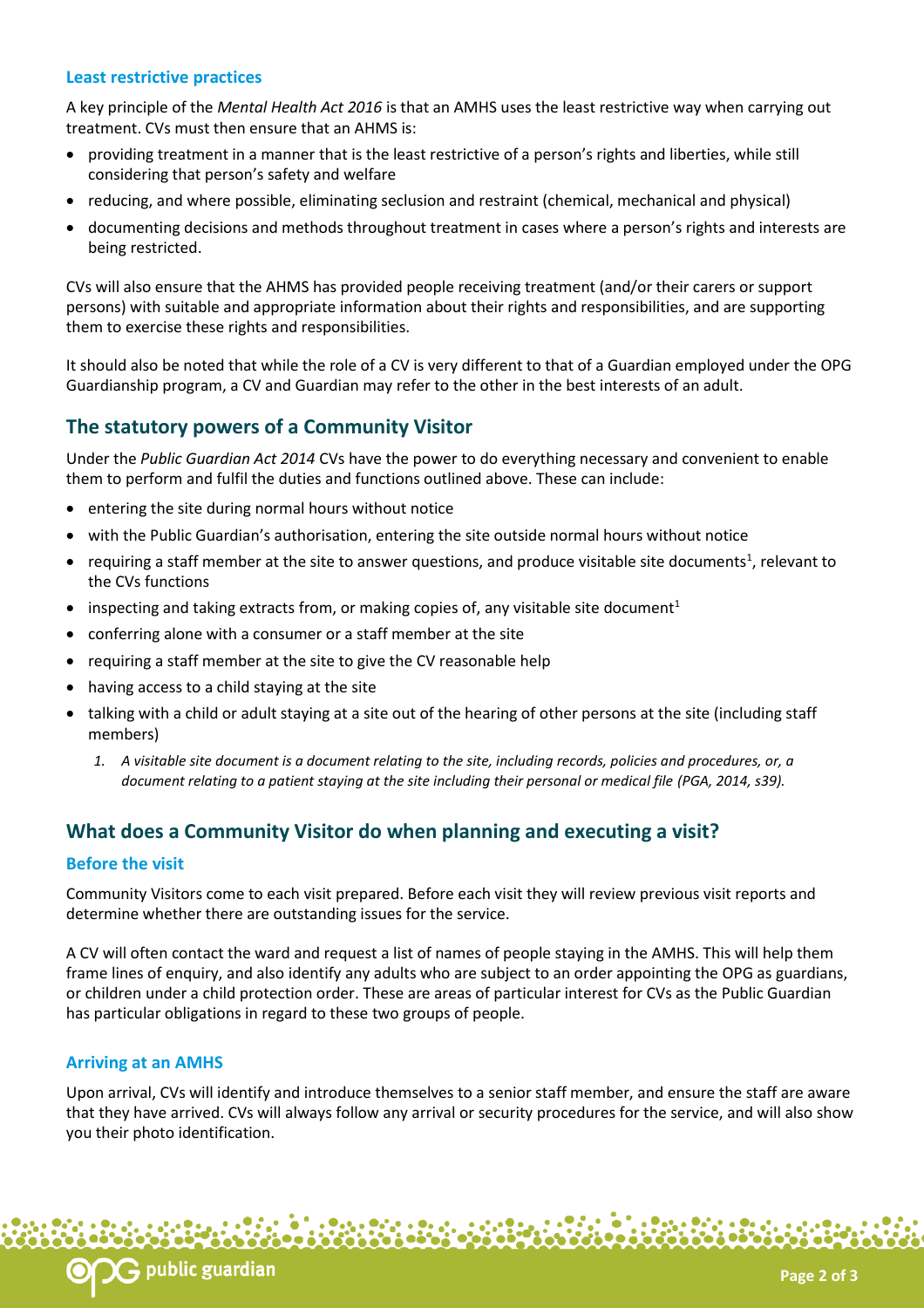### Least restrictive practices

A key principle of the *Mental Health Act 2016* is that an AMHS uses the least restrictive way when carrying out treatment. CVs must then ensure that an AHMS is:

- providing treatment in a manner that is the least restrictive of a person's rights and liberties, while still considering that person's safety and welfare
- reducing, and where possible, eliminating seclusion and restraint (chemical, mechanical and physical)
- documenting decisions and methods throughout treatment in cases where a person's rights and interests are being restricted.

CVs will also ensure that the AHMS has provided people receiving treatment (and/or their carers or support persons) with suitable and appropriate information about their rights and responsibilities, and are supporting them to exercise these rights and responsibilities.

It should also be noted that while the role of a CV is very different to that of a Guardian employed under the OPG Guardianship program, a CV and Guardian may refer to the other in the best interests of an adult.

## The statutory powers of a Community Visitor

Under the *Public Guardian Act 2014* CVs have the power to do everything necessary and convenient to enable them to perform and fulfil the duties and functions outlined above. These can include:

- entering the site during normal hours without notice
- with the Public Guardian's authorisation, entering the site outside normal hours without notice
- requiring a staff member at the site to answer questions, and produce visitable site documents[1], relevant to the CVs functions
- inspecting and taking extracts from, or making copies of, any visitable site document[1]
- conferring alone with a consumer or a staff member at the site
- requiring a staff member at the site to give the CV reasonable help
- having access to a child staying at the site
- talking with a child or adult staying at a site out of the hearing of other persons at the site (including staff members)

*1. A visitable site document is a document relating to the site, including records, policies and procedures, or, a document relating to a patient staying at the site including their personal or medical file (PGA, 2014, s39).*

## What does a Community Visitor do when planning and executing a visit?

### Before the visit

Community Visitors come to each visit prepared. Before each visit they will review previous visit reports and determine whether there are outstanding issues for the service.

A CV will often contact the ward and request a list of names of people staying in the AMHS. This will help them frame lines of enquiry, and also identify any adults who are subject to an order appointing the OPG as guardians, or children under a child protection order. These are areas of particular interest for CVs as the Public Guardian has particular obligations in regard to these two groups of people.

### Arriving at an AMHS

Upon arrival, CVs will identify and introduce themselves to a senior staff member, and ensure the staff are aware that they have arrived. CVs will always follow any arrival or security procedures for the service, and will also show you their photo identification.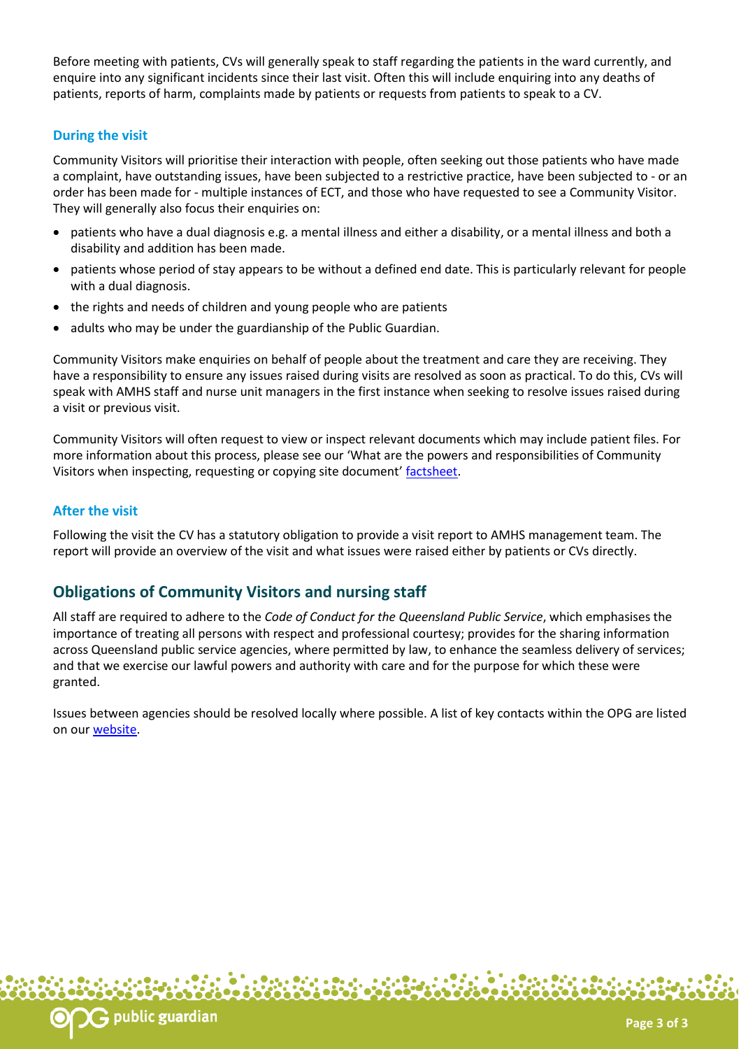Before meeting with patients, CVs will generally speak to staff regarding the patients in the ward currently, and enquire into any significant incidents since their last visit. Often this will include enquiring into any deaths of patients, reports of harm, complaints made by patients or requests from patients to speak to a CV.

### During the visit

Community Visitors will prioritise their interaction with people, often seeking out those patients who have made a complaint, have outstanding issues, have been subjected to a restrictive practice, have been subjected to - or an order has been made for - multiple instances of ECT, and those who have requested to see a Community Visitor. They will generally also focus their enquiries on:

- patients who have a dual diagnosis e.g. a mental illness and either a disability, or a mental illness and both a disability and addition has been made.
- patients whose period of stay appears to be without a defined end date. This is particularly relevant for people with a dual diagnosis.
- the rights and needs of children and young people who are patients
- adults who may be under the guardianship of the Public Guardian.

Community Visitors make enquiries on behalf of people about the treatment and care they are receiving. They have a responsibility to ensure any issues raised during visits are resolved as soon as practical. To do this, CVs will speak with AMHS staff and nurse unit managers in the first instance when seeking to resolve issues raised during a visit or previous visit.

Community Visitors will often request to view or inspect relevant documents which may include patient files. For more information about this process, please see our 'What are the powers and responsibilities of Community Visitors when inspecting, requesting or copying site document' factsheet.

### After the visit

Following the visit the CV has a statutory obligation to provide a visit report to AMHS management team. The report will provide an overview of the visit and what issues were raised either by patients or CVs directly.

## Obligations of Community Visitors and nursing staff

All staff are required to adhere to the *Code of Conduct for the Queensland Public Service*, which emphasises the importance of treating all persons with respect and professional courtesy; provides for the sharing information across Queensland public service agencies, where permitted by law, to enhance the seamless delivery of services; and that we exercise our lawful powers and authority with care and for the purpose for which these were granted.

Issues between agencies should be resolved locally where possible. A list of key contacts within the OPG are listed on our website.